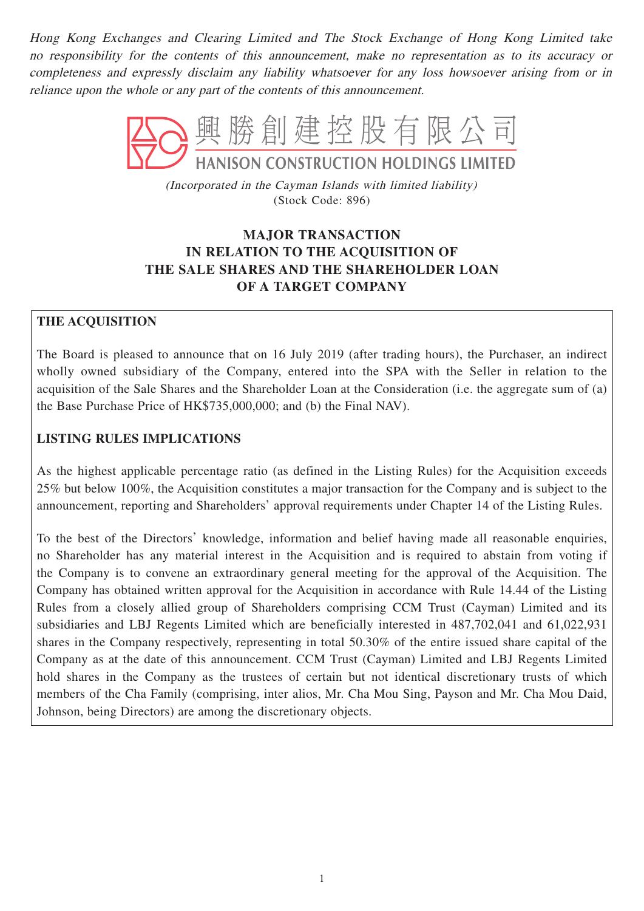*Hong Kong Exchanges and Clearing Limited and The Stock Exchange of Hong Kong Limited take no responsibility for the contents of this announcement, make no representation as to its accuracy or completeness and expressly disclaim any liability whatsoever for any loss howsoever arising from or in reliance upon the whole or any part of the contents of this announcement.*

# 興勝創建控股有限公司
# HANISON CONSTRUCTION HOLDINGS LIMITED

*(Incorporated in the Cayman Islands with limited liability)*
(Stock Code: 896)

## MAJOR TRANSACTION IN RELATION TO THE ACQUISITION OF THE SALE SHARES AND THE SHAREHOLDER LOAN OF A TARGET COMPANY

**THE ACQUISITION**

The Board is pleased to announce that on 16 July 2019 (after trading hours), the Purchaser, an indirect wholly owned subsidiary of the Company, entered into the SPA with the Seller in relation to the acquisition of the Sale Shares and the Shareholder Loan at the Consideration (i.e. the aggregate sum of (a) the Base Purchase Price of HK$735,000,000; and (b) the Final NAV).

**LISTING RULES IMPLICATIONS**

As the highest applicable percentage ratio (as defined in the Listing Rules) for the Acquisition exceeds 25% but below 100%, the Acquisition constitutes a major transaction for the Company and is subject to the announcement, reporting and Shareholders' approval requirements under Chapter 14 of the Listing Rules.

To the best of the Directors' knowledge, information and belief having made all reasonable enquiries, no Shareholder has any material interest in the Acquisition and is required to abstain from voting if the Company is to convene an extraordinary general meeting for the approval of the Acquisition. The Company has obtained written approval for the Acquisition in accordance with Rule 14.44 of the Listing Rules from a closely allied group of Shareholders comprising CCM Trust (Cayman) Limited and its subsidiaries and LBJ Regents Limited which are beneficially interested in 487,702,041 and 61,022,931 shares in the Company respectively, representing in total 50.30% of the entire issued share capital of the Company as at the date of this announcement. CCM Trust (Cayman) Limited and LBJ Regents Limited hold shares in the Company as the trustees of certain but not identical discretionary trusts of which members of the Cha Family (comprising, inter alios, Mr. Cha Mou Sing, Payson and Mr. Cha Mou Daid, Johnson, being Directors) are among the discretionary objects.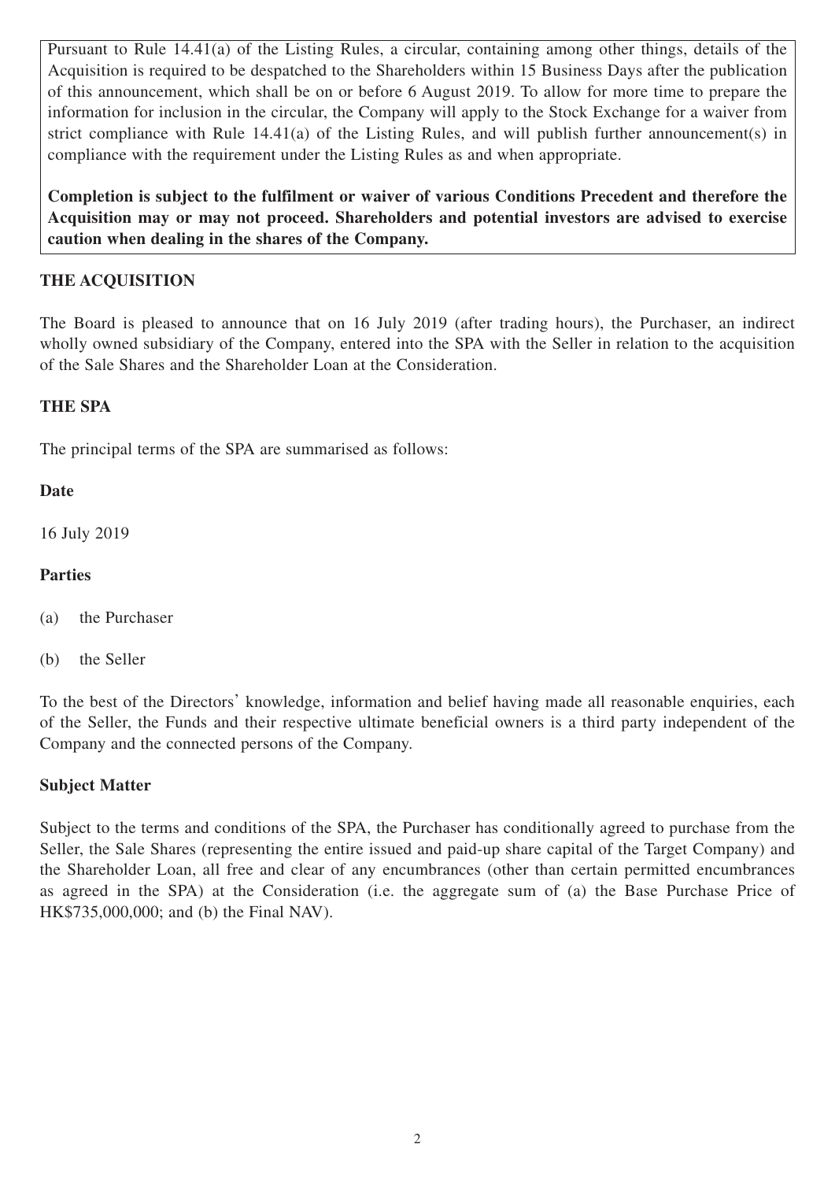Pursuant to Rule 14.41(a) of the Listing Rules, a circular, containing among other things, details of the Acquisition is required to be despatched to the Shareholders within 15 Business Days after the publication of this announcement, which shall be on or before 6 August 2019. To allow for more time to prepare the information for inclusion in the circular, the Company will apply to the Stock Exchange for a waiver from strict compliance with Rule 14.41(a) of the Listing Rules, and will publish further announcement(s) in compliance with the requirement under the Listing Rules as and when appropriate.

**Completion is subject to the fulfilment or waiver of various Conditions Precedent and therefore the Acquisition may or may not proceed. Shareholders and potential investors are advised to exercise caution when dealing in the shares of the Company.**

## THE ACQUISITION

The Board is pleased to announce that on 16 July 2019 (after trading hours), the Purchaser, an indirect wholly owned subsidiary of the Company, entered into the SPA with the Seller in relation to the acquisition of the Sale Shares and the Shareholder Loan at the Consideration.

## THE SPA

The principal terms of the SPA are summarised as follows:

### Date

16 July 2019

### Parties

(a) the Purchaser

(b) the Seller

To the best of the Directors' knowledge, information and belief having made all reasonable enquiries, each of the Seller, the Funds and their respective ultimate beneficial owners is a third party independent of the Company and the connected persons of the Company.

### Subject Matter

Subject to the terms and conditions of the SPA, the Purchaser has conditionally agreed to purchase from the Seller, the Sale Shares (representing the entire issued and paid-up share capital of the Target Company) and the Shareholder Loan, all free and clear of any encumbrances (other than certain permitted encumbrances as agreed in the SPA) at the Consideration (i.e. the aggregate sum of (a) the Base Purchase Price of HK$735,000,000; and (b) the Final NAV).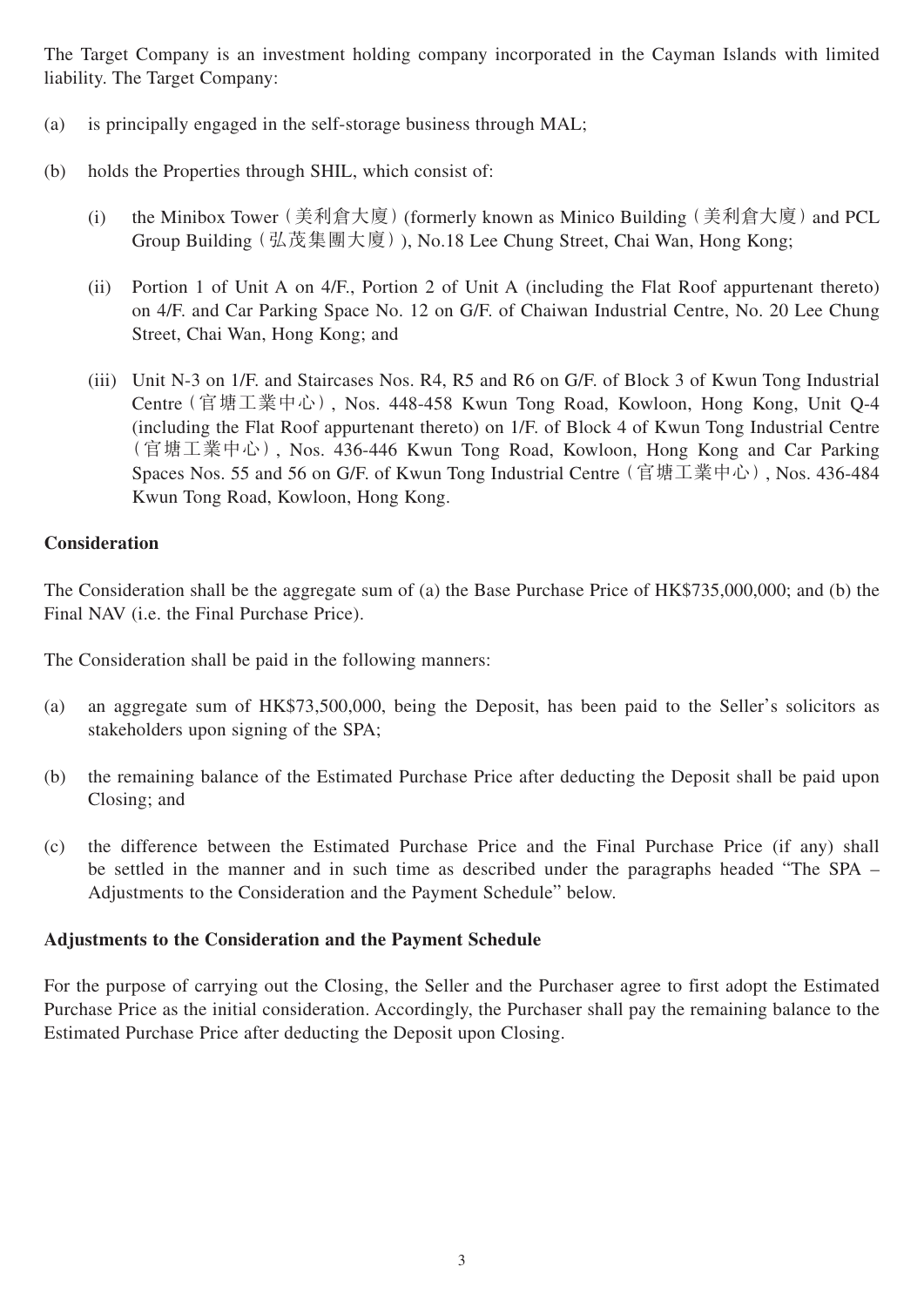The Target Company is an investment holding company incorporated in the Cayman Islands with limited liability. The Target Company:

(a) is principally engaged in the self-storage business through MAL;

(b) holds the Properties through SHIL, which consist of:

   (i) the Minibox Tower（美利倉大廈）(formerly known as Minico Building（美利倉大廈）and PCL Group Building（弘茂集團大廈）), No.18 Lee Chung Street, Chai Wan, Hong Kong;

   (ii) Portion 1 of Unit A on 4/F., Portion 2 of Unit A (including the Flat Roof appurtenant thereto) on 4/F. and Car Parking Space No. 12 on G/F. of Chaiwan Industrial Centre, No. 20 Lee Chung Street, Chai Wan, Hong Kong; and

   (iii) Unit N-3 on 1/F. and Staircases Nos. R4, R5 and R6 on G/F. of Block 3 of Kwun Tong Industrial Centre（官塘工業中心）, Nos. 448-458 Kwun Tong Road, Kowloon, Hong Kong, Unit Q-4 (including the Flat Roof appurtenant thereto) on 1/F. of Block 4 of Kwun Tong Industrial Centre（官塘工業中心）, Nos. 436-446 Kwun Tong Road, Kowloon, Hong Kong and Car Parking Spaces Nos. 55 and 56 on G/F. of Kwun Tong Industrial Centre（官塘工業中心）, Nos. 436-484 Kwun Tong Road, Kowloon, Hong Kong.

**Consideration**

The Consideration shall be the aggregate sum of (a) the Base Purchase Price of HK$735,000,000; and (b) the Final NAV (i.e. the Final Purchase Price).

The Consideration shall be paid in the following manners:

(a) an aggregate sum of HK$73,500,000, being the Deposit, has been paid to the Seller's solicitors as stakeholders upon signing of the SPA;

(b) the remaining balance of the Estimated Purchase Price after deducting the Deposit shall be paid upon Closing; and

(c) the difference between the Estimated Purchase Price and the Final Purchase Price (if any) shall be settled in the manner and in such time as described under the paragraphs headed "The SPA – Adjustments to the Consideration and the Payment Schedule" below.

**Adjustments to the Consideration and the Payment Schedule**

For the purpose of carrying out the Closing, the Seller and the Purchaser agree to first adopt the Estimated Purchase Price as the initial consideration. Accordingly, the Purchaser shall pay the remaining balance to the Estimated Purchase Price after deducting the Deposit upon Closing.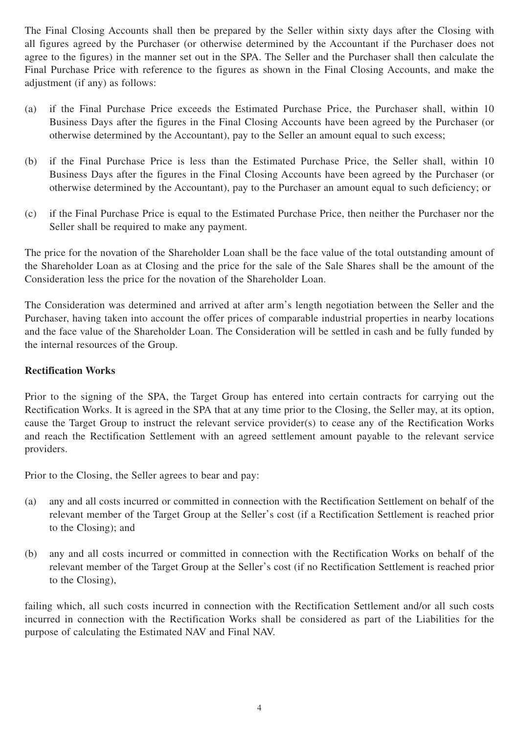The Final Closing Accounts shall then be prepared by the Seller within sixty days after the Closing with all figures agreed by the Purchaser (or otherwise determined by the Accountant if the Purchaser does not agree to the figures) in the manner set out in the SPA. The Seller and the Purchaser shall then calculate the Final Purchase Price with reference to the figures as shown in the Final Closing Accounts, and make the adjustment (if any) as follows:

(a) if the Final Purchase Price exceeds the Estimated Purchase Price, the Purchaser shall, within 10 Business Days after the figures in the Final Closing Accounts have been agreed by the Purchaser (or otherwise determined by the Accountant), pay to the Seller an amount equal to such excess;

(b) if the Final Purchase Price is less than the Estimated Purchase Price, the Seller shall, within 10 Business Days after the figures in the Final Closing Accounts have been agreed by the Purchaser (or otherwise determined by the Accountant), pay to the Purchaser an amount equal to such deficiency; or

(c) if the Final Purchase Price is equal to the Estimated Purchase Price, then neither the Purchaser nor the Seller shall be required to make any payment.

The price for the novation of the Shareholder Loan shall be the face value of the total outstanding amount of the Shareholder Loan as at Closing and the price for the sale of the Sale Shares shall be the amount of the Consideration less the price for the novation of the Shareholder Loan.

The Consideration was determined and arrived at after arm's length negotiation between the Seller and the Purchaser, having taken into account the offer prices of comparable industrial properties in nearby locations and the face value of the Shareholder Loan. The Consideration will be settled in cash and be fully funded by the internal resources of the Group.

**Rectification Works**

Prior to the signing of the SPA, the Target Group has entered into certain contracts for carrying out the Rectification Works. It is agreed in the SPA that at any time prior to the Closing, the Seller may, at its option, cause the Target Group to instruct the relevant service provider(s) to cease any of the Rectification Works and reach the Rectification Settlement with an agreed settlement amount payable to the relevant service providers.

Prior to the Closing, the Seller agrees to bear and pay:

(a) any and all costs incurred or committed in connection with the Rectification Settlement on behalf of the relevant member of the Target Group at the Seller's cost (if a Rectification Settlement is reached prior to the Closing); and

(b) any and all costs incurred or committed in connection with the Rectification Works on behalf of the relevant member of the Target Group at the Seller's cost (if no Rectification Settlement is reached prior to the Closing),

failing which, all such costs incurred in connection with the Rectification Settlement and/or all such costs incurred in connection with the Rectification Works shall be considered as part of the Liabilities for the purpose of calculating the Estimated NAV and Final NAV.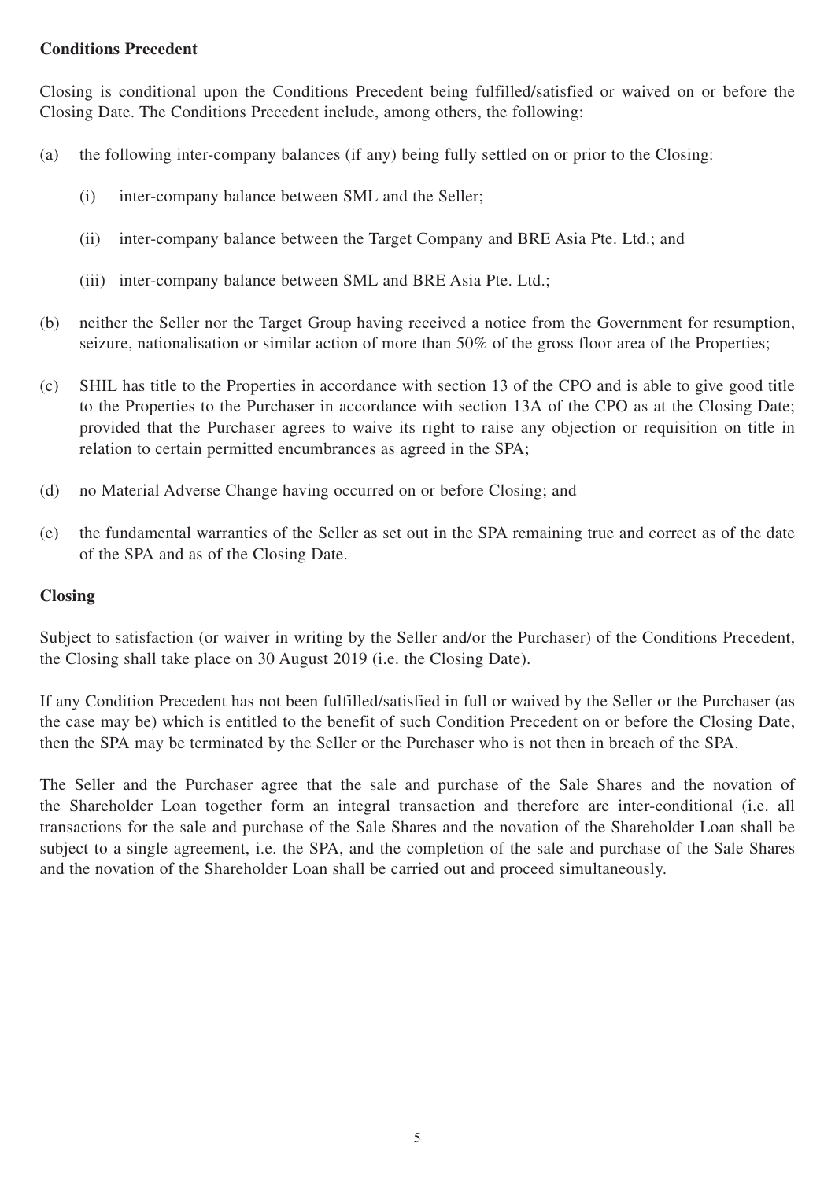**Conditions Precedent**

Closing is conditional upon the Conditions Precedent being fulfilled/satisfied or waived on or before the Closing Date. The Conditions Precedent include, among others, the following:

(a) the following inter-company balances (if any) being fully settled on or prior to the Closing:

  (i) inter-company balance between SML and the Seller;

  (ii) inter-company balance between the Target Company and BRE Asia Pte. Ltd.; and

  (iii) inter-company balance between SML and BRE Asia Pte. Ltd.;

(b) neither the Seller nor the Target Group having received a notice from the Government for resumption, seizure, nationalisation or similar action of more than 50% of the gross floor area of the Properties;

(c) SHIL has title to the Properties in accordance with section 13 of the CPO and is able to give good title to the Properties to the Purchaser in accordance with section 13A of the CPO as at the Closing Date; provided that the Purchaser agrees to waive its right to raise any objection or requisition on title in relation to certain permitted encumbrances as agreed in the SPA;

(d) no Material Adverse Change having occurred on or before Closing; and

(e) the fundamental warranties of the Seller as set out in the SPA remaining true and correct as of the date of the SPA and as of the Closing Date.

**Closing**

Subject to satisfaction (or waiver in writing by the Seller and/or the Purchaser) of the Conditions Precedent, the Closing shall take place on 30 August 2019 (i.e. the Closing Date).

If any Condition Precedent has not been fulfilled/satisfied in full or waived by the Seller or the Purchaser (as the case may be) which is entitled to the benefit of such Condition Precedent on or before the Closing Date, then the SPA may be terminated by the Seller or the Purchaser who is not then in breach of the SPA.

The Seller and the Purchaser agree that the sale and purchase of the Sale Shares and the novation of the Shareholder Loan together form an integral transaction and therefore are inter-conditional (i.e. all transactions for the sale and purchase of the Sale Shares and the novation of the Shareholder Loan shall be subject to a single agreement, i.e. the SPA, and the completion of the sale and purchase of the Sale Shares and the novation of the Shareholder Loan shall be carried out and proceed simultaneously.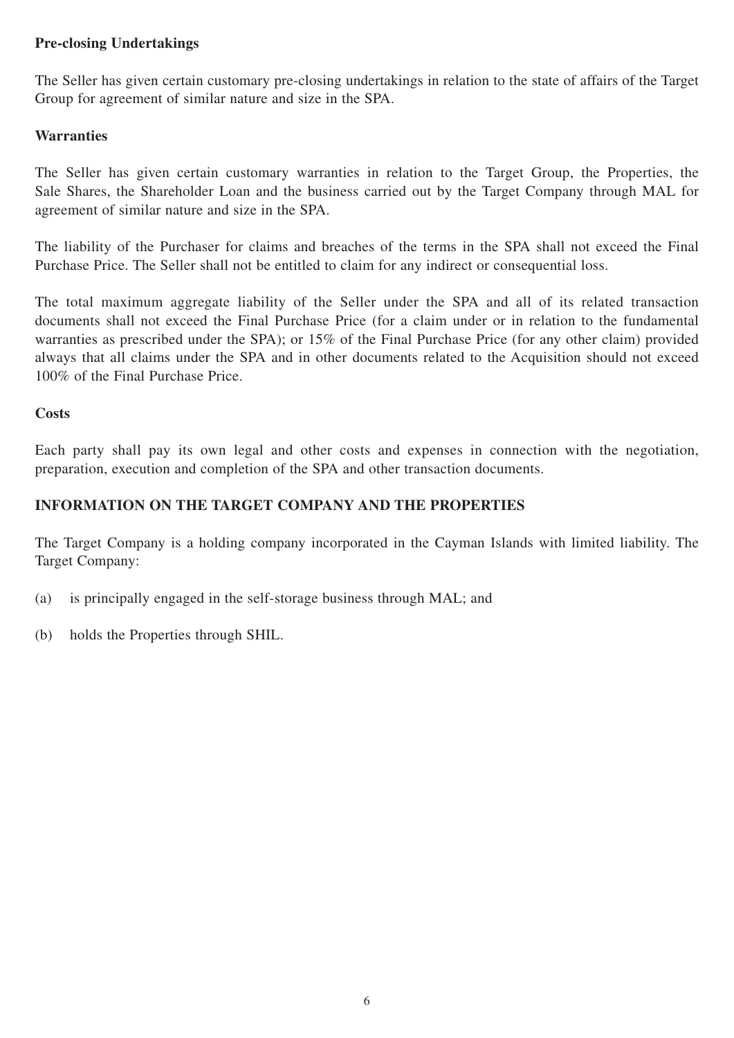**Pre-closing Undertakings**

The Seller has given certain customary pre-closing undertakings in relation to the state of affairs of the Target Group for agreement of similar nature and size in the SPA.

**Warranties**

The Seller has given certain customary warranties in relation to the Target Group, the Properties, the Sale Shares, the Shareholder Loan and the business carried out by the Target Company through MAL for agreement of similar nature and size in the SPA.

The liability of the Purchaser for claims and breaches of the terms in the SPA shall not exceed the Final Purchase Price. The Seller shall not be entitled to claim for any indirect or consequential loss.

The total maximum aggregate liability of the Seller under the SPA and all of its related transaction documents shall not exceed the Final Purchase Price (for a claim under or in relation to the fundamental warranties as prescribed under the SPA); or 15% of the Final Purchase Price (for any other claim) provided always that all claims under the SPA and in other documents related to the Acquisition should not exceed 100% of the Final Purchase Price.

**Costs**

Each party shall pay its own legal and other costs and expenses in connection with the negotiation, preparation, execution and completion of the SPA and other transaction documents.

## INFORMATION ON THE TARGET COMPANY AND THE PROPERTIES

The Target Company is a holding company incorporated in the Cayman Islands with limited liability. The Target Company:

(a) is principally engaged in the self-storage business through MAL; and

(b) holds the Properties through SHIL.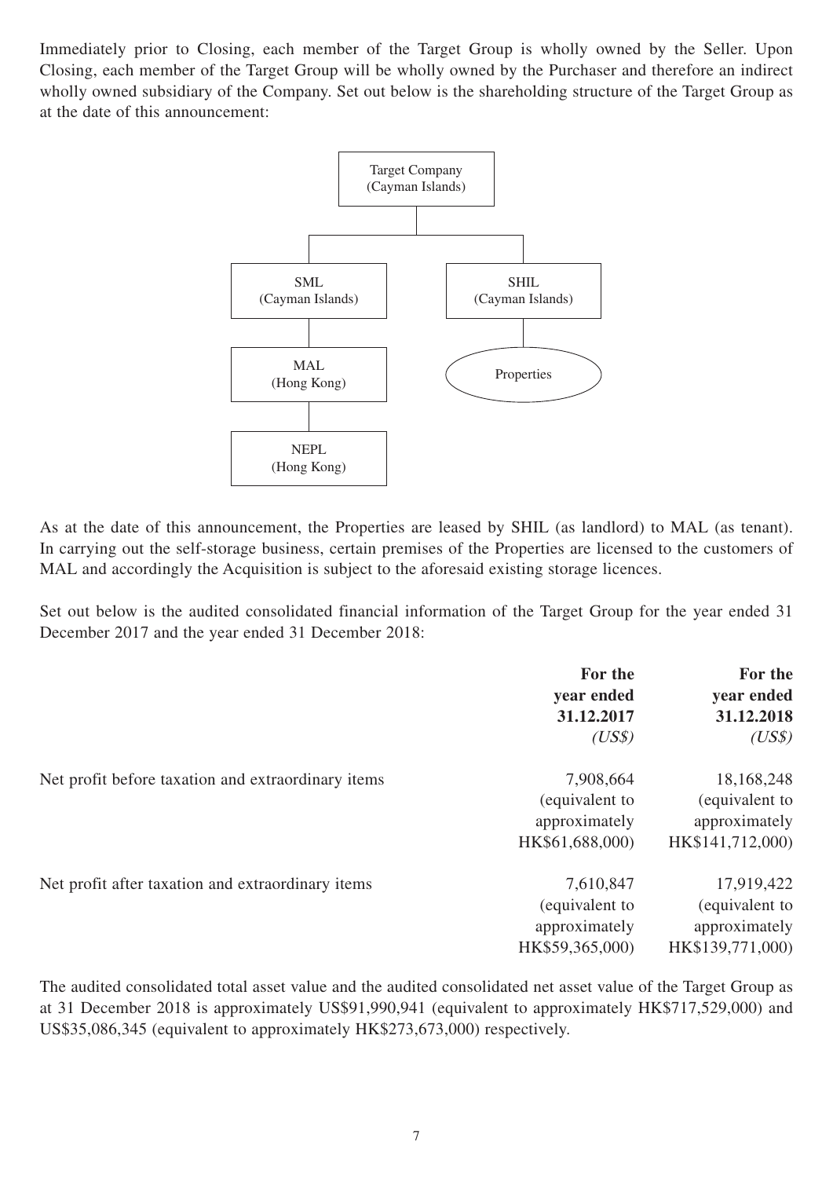Immediately prior to Closing, each member of the Target Group is wholly owned by the Seller. Upon Closing, each member of the Target Group will be wholly owned by the Purchaser and therefore an indirect wholly owned subsidiary of the Company. Set out below is the shareholding structure of the Target Group as at the date of this announcement:

- Target Company (Cayman Islands)
  - SML (Cayman Islands)
    - MAL (Hong Kong)
      - NEPL (Hong Kong)
  - SHIL (Cayman Islands)
    - Properties

As at the date of this announcement, the Properties are leased by SHIL (as landlord) to MAL (as tenant). In carrying out the self-storage business, certain premises of the Properties are licensed to the customers of MAL and accordingly the Acquisition is subject to the aforesaid existing storage licences.

Set out below is the audited consolidated financial information of the Target Group for the year ended 31 December 2017 and the year ended 31 December 2018:

| | **For the year ended 31.12.2017** *(US$)* | **For the year ended 31.12.2018** *(US$)* |
|---|---|---|
| Net profit before taxation and extraordinary items | 7,908,664 (equivalent to approximately HK$61,688,000) | 18,168,248 (equivalent to approximately HK$141,712,000) |
| Net profit after taxation and extraordinary items | 7,610,847 (equivalent to approximately HK$59,365,000) | 17,919,422 (equivalent to approximately HK$139,771,000) |

The audited consolidated total asset value and the audited consolidated net asset value of the Target Group as at 31 December 2018 is approximately US$91,990,941 (equivalent to approximately HK$717,529,000) and US$35,086,345 (equivalent to approximately HK$273,673,000) respectively.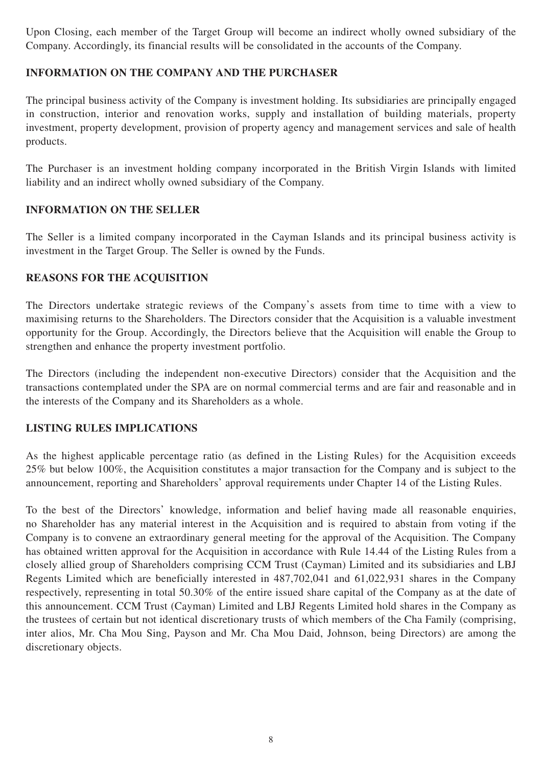Upon Closing, each member of the Target Group will become an indirect wholly owned subsidiary of the Company. Accordingly, its financial results will be consolidated in the accounts of the Company.

## INFORMATION ON THE COMPANY AND THE PURCHASER

The principal business activity of the Company is investment holding. Its subsidiaries are principally engaged in construction, interior and renovation works, supply and installation of building materials, property investment, property development, provision of property agency and management services and sale of health products.

The Purchaser is an investment holding company incorporated in the British Virgin Islands with limited liability and an indirect wholly owned subsidiary of the Company.

## INFORMATION ON THE SELLER

The Seller is a limited company incorporated in the Cayman Islands and its principal business activity is investment in the Target Group. The Seller is owned by the Funds.

## REASONS FOR THE ACQUISITION

The Directors undertake strategic reviews of the Company's assets from time to time with a view to maximising returns to the Shareholders. The Directors consider that the Acquisition is a valuable investment opportunity for the Group. Accordingly, the Directors believe that the Acquisition will enable the Group to strengthen and enhance the property investment portfolio.

The Directors (including the independent non-executive Directors) consider that the Acquisition and the transactions contemplated under the SPA are on normal commercial terms and are fair and reasonable and in the interests of the Company and its Shareholders as a whole.

## LISTING RULES IMPLICATIONS

As the highest applicable percentage ratio (as defined in the Listing Rules) for the Acquisition exceeds 25% but below 100%, the Acquisition constitutes a major transaction for the Company and is subject to the announcement, reporting and Shareholders' approval requirements under Chapter 14 of the Listing Rules.

To the best of the Directors' knowledge, information and belief having made all reasonable enquiries, no Shareholder has any material interest in the Acquisition and is required to abstain from voting if the Company is to convene an extraordinary general meeting for the approval of the Acquisition. The Company has obtained written approval for the Acquisition in accordance with Rule 14.44 of the Listing Rules from a closely allied group of Shareholders comprising CCM Trust (Cayman) Limited and its subsidiaries and LBJ Regents Limited which are beneficially interested in 487,702,041 and 61,022,931 shares in the Company respectively, representing in total 50.30% of the entire issued share capital of the Company as at the date of this announcement. CCM Trust (Cayman) Limited and LBJ Regents Limited hold shares in the Company as the trustees of certain but not identical discretionary trusts of which members of the Cha Family (comprising, inter alios, Mr. Cha Mou Sing, Payson and Mr. Cha Mou Daid, Johnson, being Directors) are among the discretionary objects.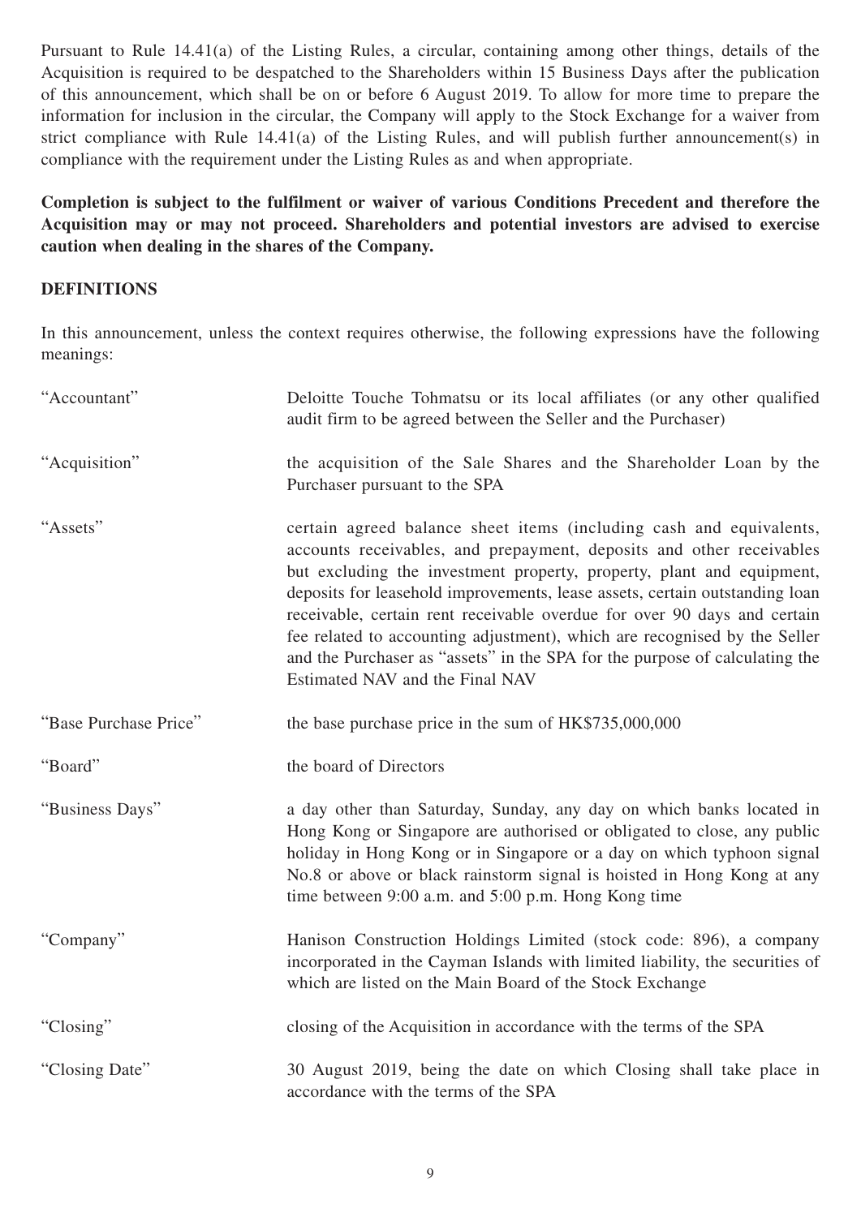Pursuant to Rule 14.41(a) of the Listing Rules, a circular, containing among other things, details of the Acquisition is required to be despatched to the Shareholders within 15 Business Days after the publication of this announcement, which shall be on or before 6 August 2019. To allow for more time to prepare the information for inclusion in the circular, the Company will apply to the Stock Exchange for a waiver from strict compliance with Rule 14.41(a) of the Listing Rules, and will publish further announcement(s) in compliance with the requirement under the Listing Rules as and when appropriate.

**Completion is subject to the fulfilment or waiver of various Conditions Precedent and therefore the Acquisition may or may not proceed. Shareholders and potential investors are advised to exercise caution when dealing in the shares of the Company.**

## DEFINITIONS

In this announcement, unless the context requires otherwise, the following expressions have the following meanings:

| | |
|---|---|
| "Accountant" | Deloitte Touche Tohmatsu or its local affiliates (or any other qualified audit firm to be agreed between the Seller and the Purchaser) |
| "Acquisition" | the acquisition of the Sale Shares and the Shareholder Loan by the Purchaser pursuant to the SPA |
| "Assets" | certain agreed balance sheet items (including cash and equivalents, accounts receivables, and prepayment, deposits and other receivables but excluding the investment property, property, plant and equipment, deposits for leasehold improvements, lease assets, certain outstanding loan receivable, certain rent receivable overdue for over 90 days and certain fee related to accounting adjustment), which are recognised by the Seller and the Purchaser as "assets" in the SPA for the purpose of calculating the Estimated NAV and the Final NAV |
| "Base Purchase Price" | the base purchase price in the sum of HK$735,000,000 |
| "Board" | the board of Directors |
| "Business Days" | a day other than Saturday, Sunday, any day on which banks located in Hong Kong or Singapore are authorised or obligated to close, any public holiday in Hong Kong or in Singapore or a day on which typhoon signal No.8 or above or black rainstorm signal is hoisted in Hong Kong at any time between 9:00 a.m. and 5:00 p.m. Hong Kong time |
| "Company" | Hanison Construction Holdings Limited (stock code: 896), a company incorporated in the Cayman Islands with limited liability, the securities of which are listed on the Main Board of the Stock Exchange |
| "Closing" | closing of the Acquisition in accordance with the terms of the SPA |
| "Closing Date" | 30 August 2019, being the date on which Closing shall take place in accordance with the terms of the SPA |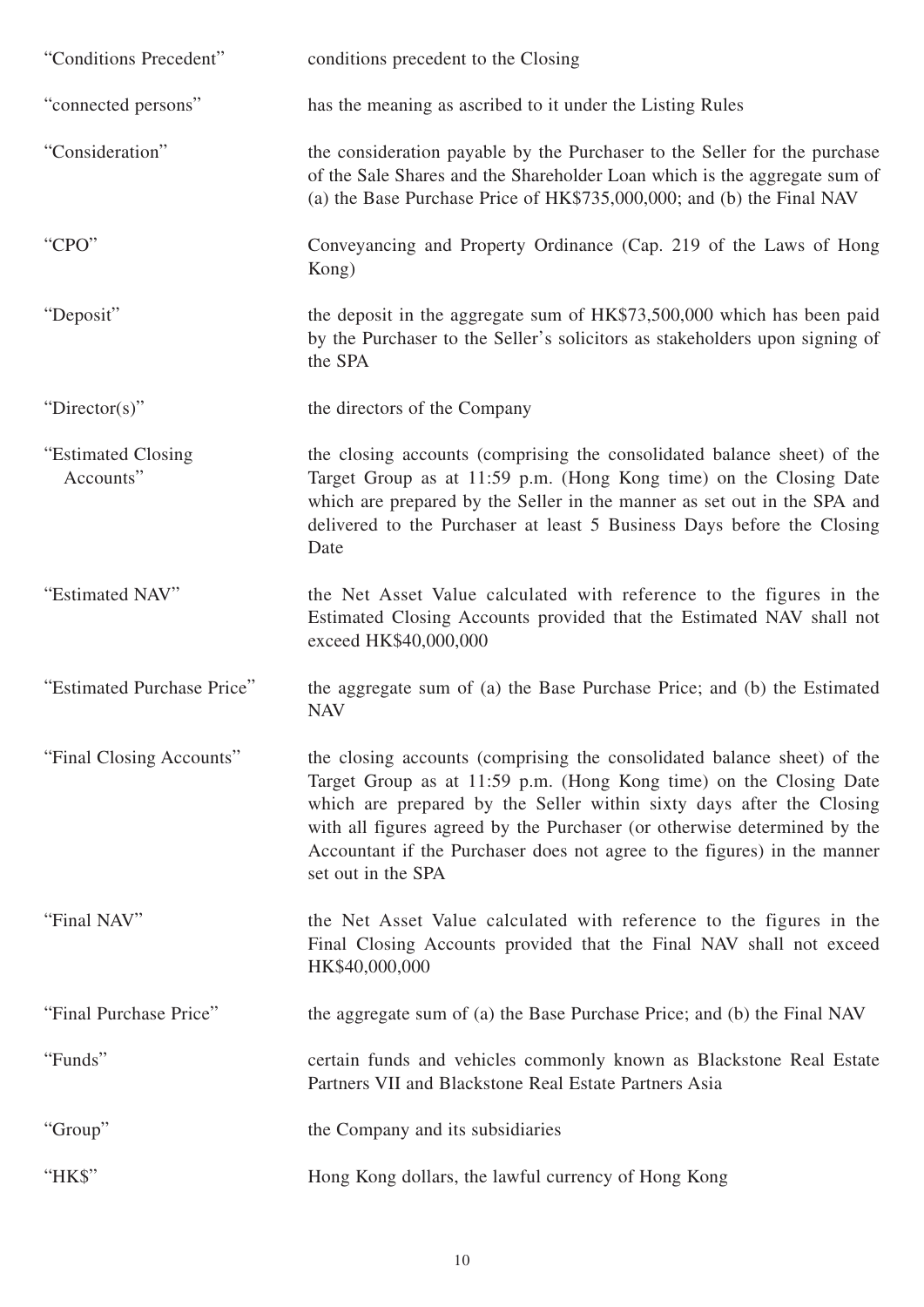| | |
|---|---|
| "Conditions Precedent" | conditions precedent to the Closing |
| "connected persons" | has the meaning as ascribed to it under the Listing Rules |
| "Consideration" | the consideration payable by the Purchaser to the Seller for the purchase of the Sale Shares and the Shareholder Loan which is the aggregate sum of (a) the Base Purchase Price of HK$735,000,000; and (b) the Final NAV |
| "CPO" | Conveyancing and Property Ordinance (Cap. 219 of the Laws of Hong Kong) |
| "Deposit" | the deposit in the aggregate sum of HK$73,500,000 which has been paid by the Purchaser to the Seller's solicitors as stakeholders upon signing of the SPA |
| "Director(s)" | the directors of the Company |
| "Estimated Closing Accounts" | the closing accounts (comprising the consolidated balance sheet) of the Target Group as at 11:59 p.m. (Hong Kong time) on the Closing Date which are prepared by the Seller in the manner as set out in the SPA and delivered to the Purchaser at least 5 Business Days before the Closing Date |
| "Estimated NAV" | the Net Asset Value calculated with reference to the figures in the Estimated Closing Accounts provided that the Estimated NAV shall not exceed HK$40,000,000 |
| "Estimated Purchase Price" | the aggregate sum of (a) the Base Purchase Price; and (b) the Estimated NAV |
| "Final Closing Accounts" | the closing accounts (comprising the consolidated balance sheet) of the Target Group as at 11:59 p.m. (Hong Kong time) on the Closing Date which are prepared by the Seller within sixty days after the Closing with all figures agreed by the Purchaser (or otherwise determined by the Accountant if the Purchaser does not agree to the figures) in the manner set out in the SPA |
| "Final NAV" | the Net Asset Value calculated with reference to the figures in the Final Closing Accounts provided that the Final NAV shall not exceed HK$40,000,000 |
| "Final Purchase Price" | the aggregate sum of (a) the Base Purchase Price; and (b) the Final NAV |
| "Funds" | certain funds and vehicles commonly known as Blackstone Real Estate Partners VII and Blackstone Real Estate Partners Asia |
| "Group" | the Company and its subsidiaries |
| "HK$" | Hong Kong dollars, the lawful currency of Hong Kong |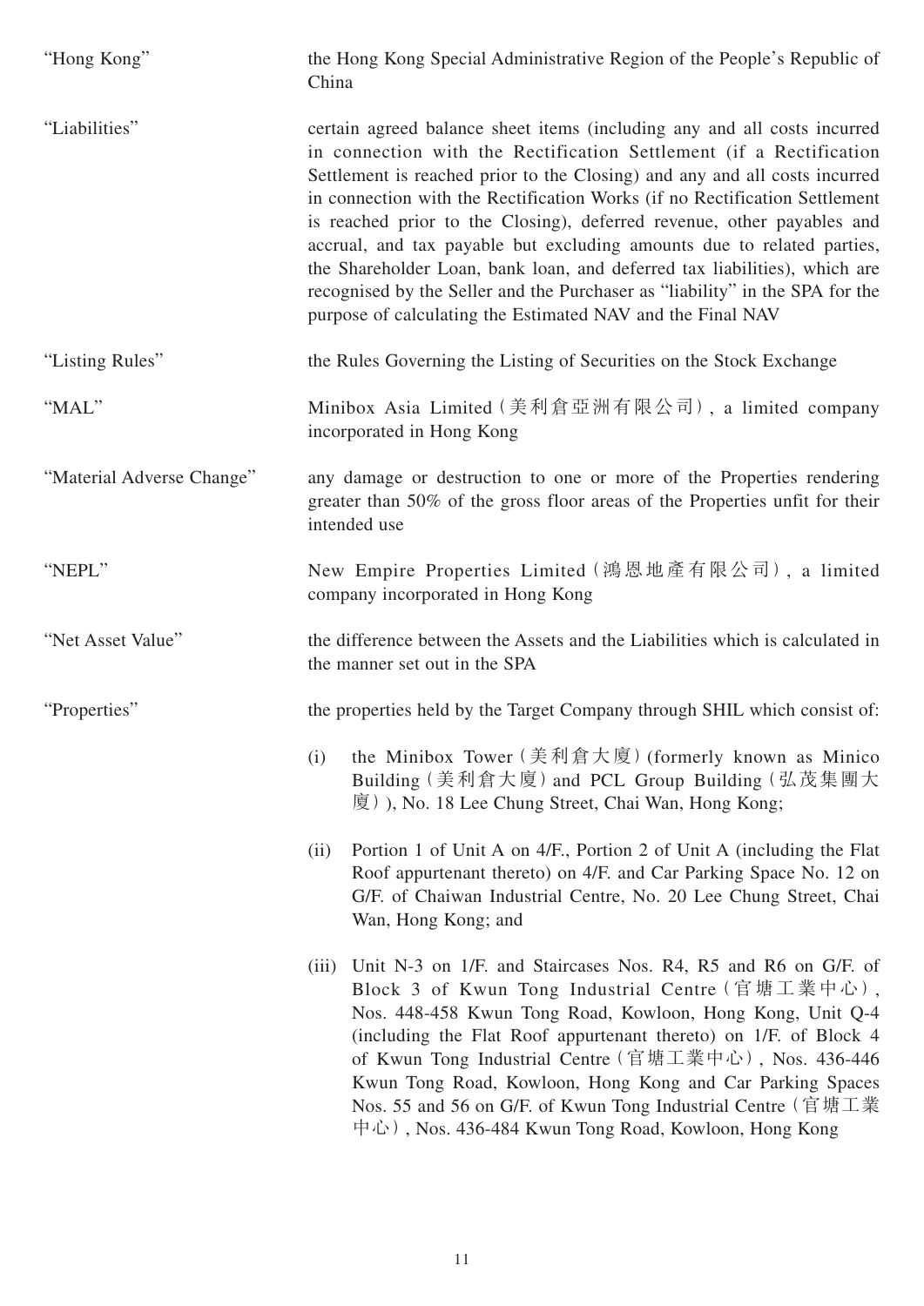| | |
|---|---|
| "Hong Kong" | the Hong Kong Special Administrative Region of the People's Republic of China |
| "Liabilities" | certain agreed balance sheet items (including any and all costs incurred in connection with the Rectification Settlement (if a Rectification Settlement is reached prior to the Closing) and any and all costs incurred in connection with the Rectification Works (if no Rectification Settlement is reached prior to the Closing), deferred revenue, other payables and accrual, and tax payable but excluding amounts due to related parties, the Shareholder Loan, bank loan, and deferred tax liabilities), which are recognised by the Seller and the Purchaser as "liability" in the SPA for the purpose of calculating the Estimated NAV and the Final NAV |
| "Listing Rules" | the Rules Governing the Listing of Securities on the Stock Exchange |
| "MAL" | Minibox Asia Limited (美利倉亞洲有限公司), a limited company incorporated in Hong Kong |
| "Material Adverse Change" | any damage or destruction to one or more of the Properties rendering greater than 50% of the gross floor areas of the Properties unfit for their intended use |
| "NEPL" | New Empire Properties Limited (鴻恩地產有限公司), a limited company incorporated in Hong Kong |
| "Net Asset Value" | the difference between the Assets and the Liabilities which is calculated in the manner set out in the SPA |
| "Properties" | the properties held by the Target Company through SHIL which consist of:<br><br>(i) the Minibox Tower (美利倉大廈) (formerly known as Minico Building (美利倉大廈) and PCL Group Building (弘茂集團大廈)), No. 18 Lee Chung Street, Chai Wan, Hong Kong;<br><br>(ii) Portion 1 of Unit A on 4/F., Portion 2 of Unit A (including the Flat Roof appurtenant thereto) on 4/F. and Car Parking Space No. 12 on G/F. of Chaiwan Industrial Centre, No. 20 Lee Chung Street, Chai Wan, Hong Kong; and<br><br>(iii) Unit N-3 on 1/F. and Staircases Nos. R4, R5 and R6 on G/F. of Block 3 of Kwun Tong Industrial Centre (官塘工業中心), Nos. 448-458 Kwun Tong Road, Kowloon, Hong Kong, Unit Q-4 (including the Flat Roof appurtenant thereto) on 1/F. of Block 4 of Kwun Tong Industrial Centre (官塘工業中心), Nos. 436-446 Kwun Tong Road, Kowloon, Hong Kong and Car Parking Spaces Nos. 55 and 56 on G/F. of Kwun Tong Industrial Centre (官塘工業中心), Nos. 436-484 Kwun Tong Road, Kowloon, Hong Kong |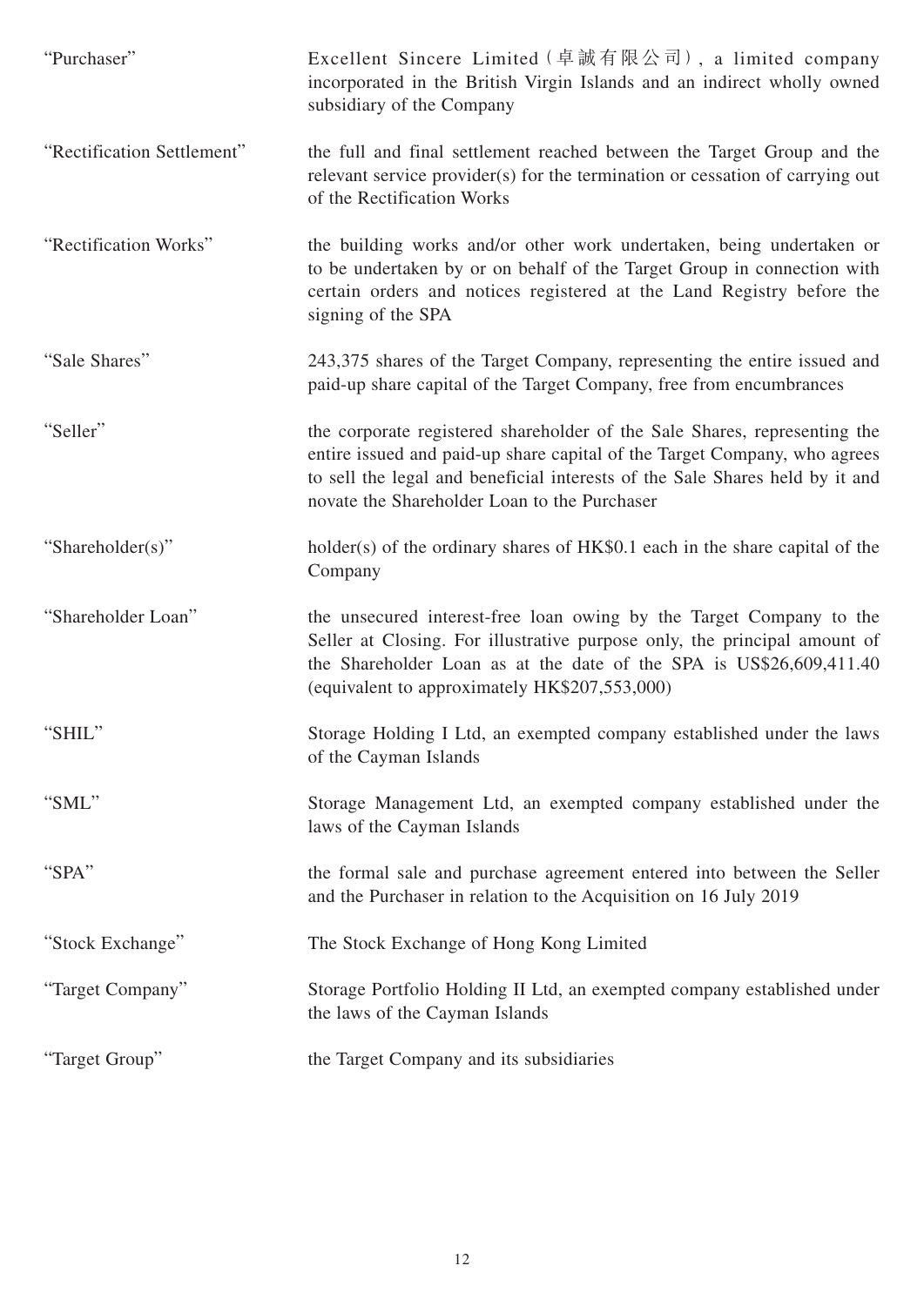| | |
|---|---|
| "Purchaser" | Excellent Sincere Limited (卓誠有限公司), a limited company incorporated in the British Virgin Islands and an indirect wholly owned subsidiary of the Company |
| "Rectification Settlement" | the full and final settlement reached between the Target Group and the relevant service provider(s) for the termination or cessation of carrying out of the Rectification Works |
| "Rectification Works" | the building works and/or other work undertaken, being undertaken or to be undertaken by or on behalf of the Target Group in connection with certain orders and notices registered at the Land Registry before the signing of the SPA |
| "Sale Shares" | 243,375 shares of the Target Company, representing the entire issued and paid-up share capital of the Target Company, free from encumbrances |
| "Seller" | the corporate registered shareholder of the Sale Shares, representing the entire issued and paid-up share capital of the Target Company, who agrees to sell the legal and beneficial interests of the Sale Shares held by it and novate the Shareholder Loan to the Purchaser |
| "Shareholder(s)" | holder(s) of the ordinary shares of HK$0.1 each in the share capital of the Company |
| "Shareholder Loan" | the unsecured interest-free loan owing by the Target Company to the Seller at Closing. For illustrative purpose only, the principal amount of the Shareholder Loan as at the date of the SPA is US$26,609,411.40 (equivalent to approximately HK$207,553,000) |
| "SHIL" | Storage Holding I Ltd, an exempted company established under the laws of the Cayman Islands |
| "SML" | Storage Management Ltd, an exempted company established under the laws of the Cayman Islands |
| "SPA" | the formal sale and purchase agreement entered into between the Seller and the Purchaser in relation to the Acquisition on 16 July 2019 |
| "Stock Exchange" | The Stock Exchange of Hong Kong Limited |
| "Target Company" | Storage Portfolio Holding II Ltd, an exempted company established under the laws of the Cayman Islands |
| "Target Group" | the Target Company and its subsidiaries |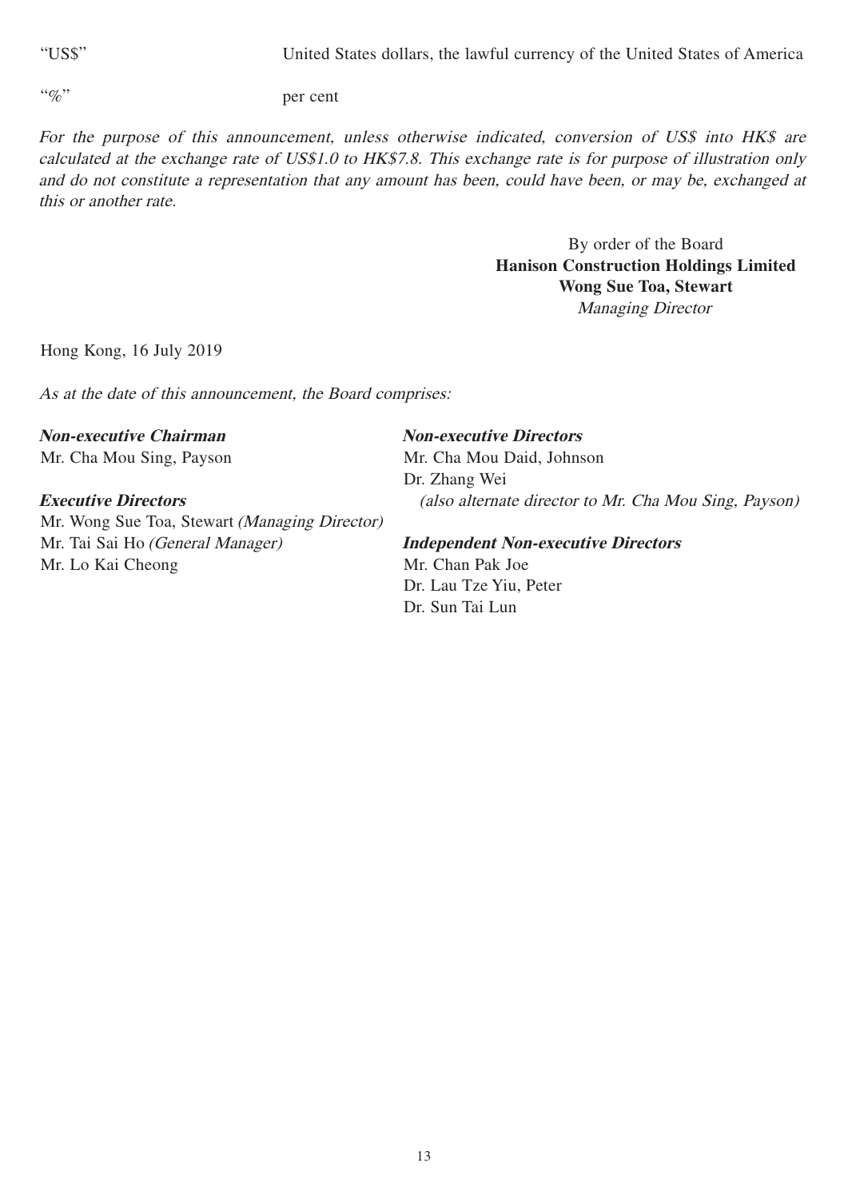| | |
|---|---|
| "US$" | United States dollars, the lawful currency of the United States of America |
| "%" | per cent |

*For the purpose of this announcement, unless otherwise indicated, conversion of US$ into HK$ are calculated at the exchange rate of US$1.0 to HK$7.8. This exchange rate is for purpose of illustration only and do not constitute a representation that any amount has been, could have been, or may be, exchanged at this or another rate.*

By order of the Board
**Hanison Construction Holdings Limited**
**Wong Sue Toa, Stewart**
*Managing Director*

Hong Kong, 16 July 2019

*As at the date of this announcement, the Board comprises:*

***Non-executive Chairman***
Mr. Cha Mou Sing, Payson

***Executive Directors***
Mr. Wong Sue Toa, Stewart *(Managing Director)*
Mr. Tai Sai Ho *(General Manager)*
Mr. Lo Kai Cheong

***Non-executive Directors***
Mr. Cha Mou Daid, Johnson
Dr. Zhang Wei
*(also alternate director to Mr. Cha Mou Sing, Payson)*

***Independent Non-executive Directors***
Mr. Chan Pak Joe
Dr. Lau Tze Yiu, Peter
Dr. Sun Tai Lun